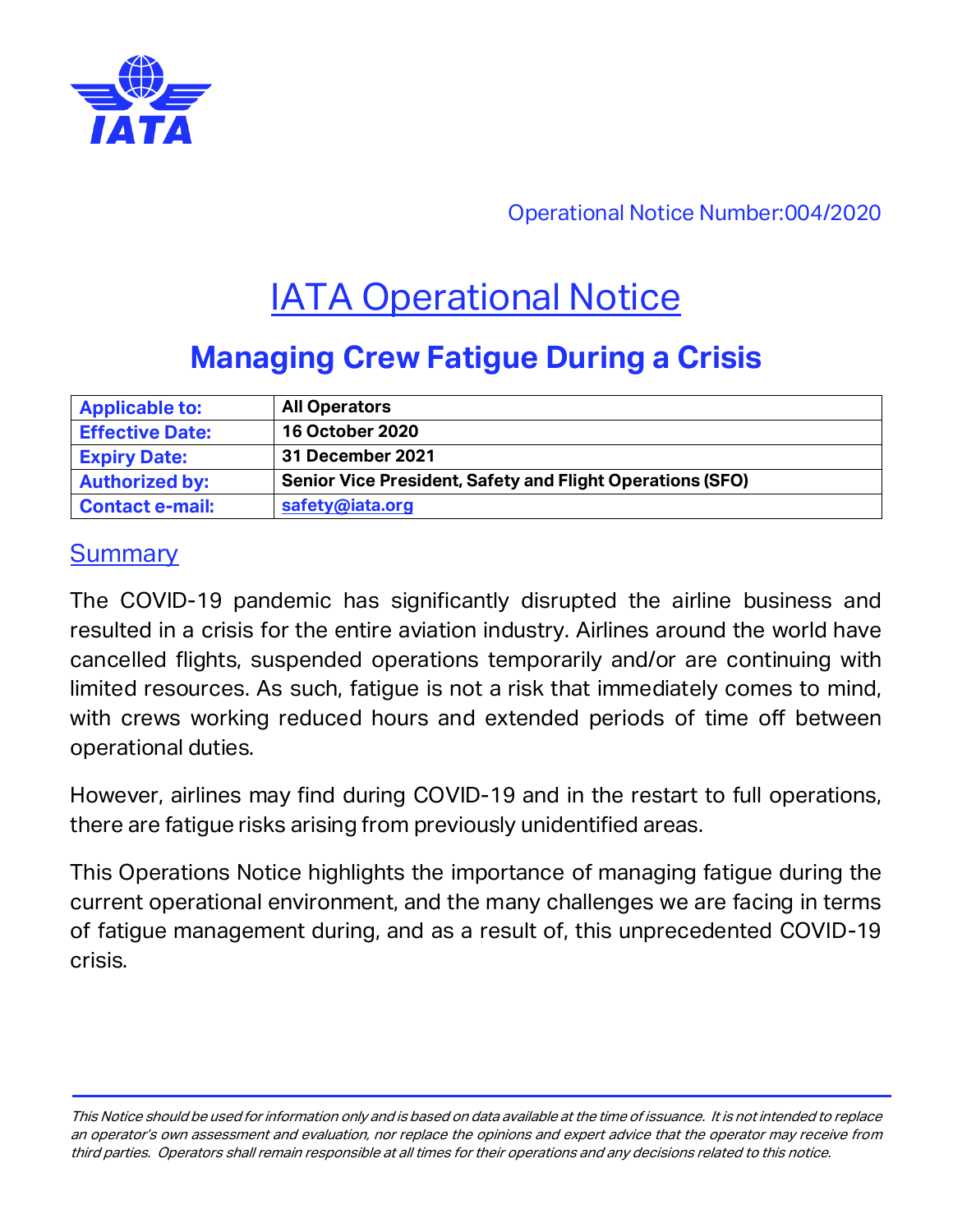Operational Notice Number:004/2020

# IATA Operational Notice

## Managing Crew Fatigue During a Crisis

| Applicable to: | All Operators |
|---|---|
| Effective Date: | 16 October 2020 |
| Expiry Date: | 31 December 2021 |
| Authorized by: | Senior Vice President, Safety and Flight Operations (SFO) |
| Contact e-mail: | safety@iata.org |

### Summary

The COVID-19 pandemic has significantly disrupted the airline business and resulted in a crisis for the entire aviation industry. Airlines around the world have cancelled flights, suspended operations temporarily and/or are continuing with limited resources. As such, fatigue is not a risk that immediately comes to mind, with crews working reduced hours and extended periods of time off between operational duties.

However, airlines may find during COVID-19 and in the restart to full operations, there are fatigue risks arising from previously unidentified areas.

This Operations Notice highlights the importance of managing fatigue during the current operational environment, and the many challenges we are facing in terms of fatigue management during, and as a result of, this unprecedented COVID-19 crisis.

*This Notice should be used for information only and is based on data available at the time of issuance. It is not intended to replace an operator's own assessment and evaluation, nor replace the opinions and expert advice that the operator may receive from third parties. Operators shall remain responsible at all times for their operations and any decisions related to this notice.*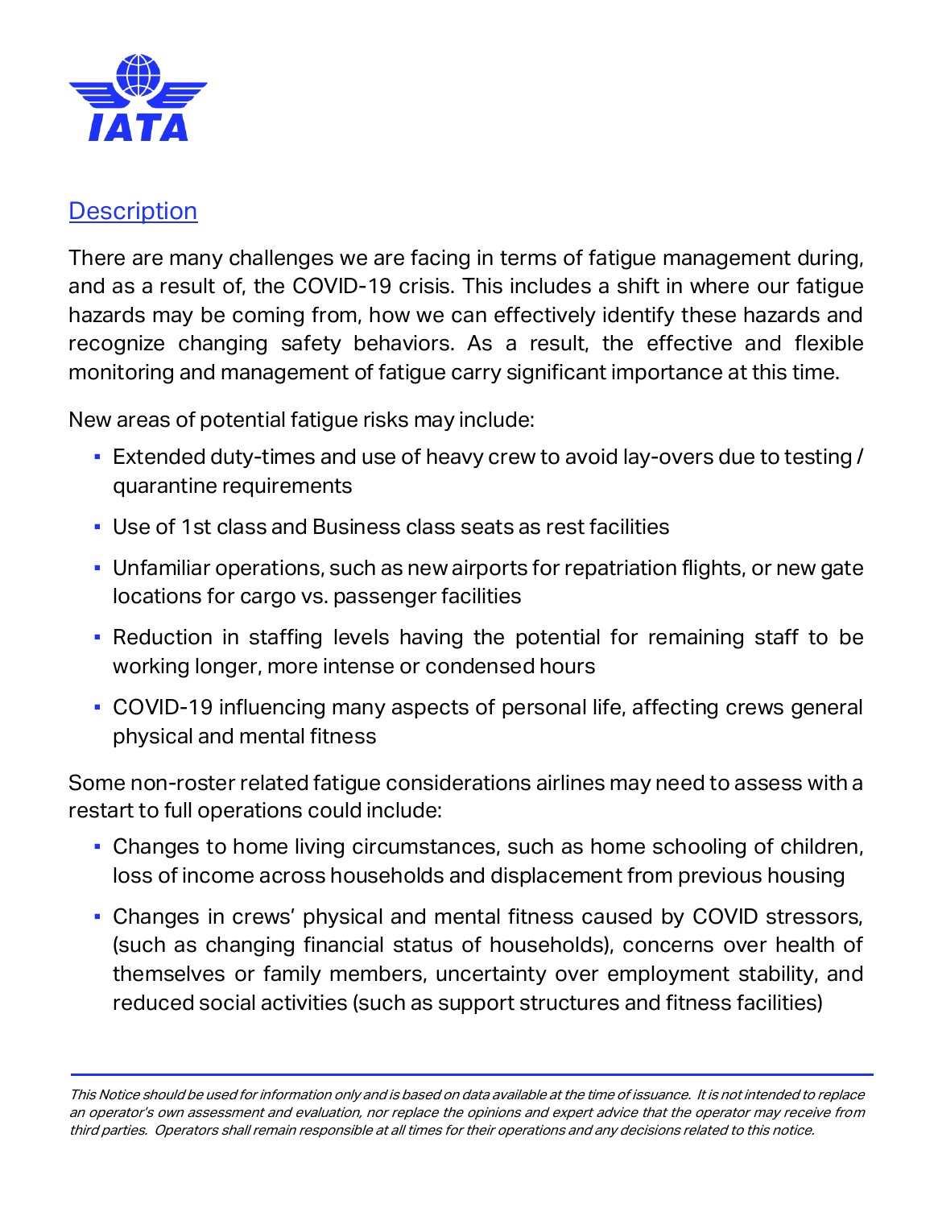## Description

There are many challenges we are facing in terms of fatigue management during, and as a result of, the COVID-19 crisis. This includes a shift in where our fatigue hazards may be coming from, how we can effectively identify these hazards and recognize changing safety behaviors. As a result, the effective and flexible monitoring and management of fatigue carry significant importance at this time.

New areas of potential fatigue risks may include:

- Extended duty-times and use of heavy crew to avoid lay-overs due to testing / quarantine requirements
- Use of 1st class and Business class seats as rest facilities
- Unfamiliar operations, such as new airports for repatriation flights, or new gate locations for cargo vs. passenger facilities
- Reduction in staffing levels having the potential for remaining staff to be working longer, more intense or condensed hours
- COVID-19 influencing many aspects of personal life, affecting crews general physical and mental fitness

Some non-roster related fatigue considerations airlines may need to assess with a restart to full operations could include:

- Changes to home living circumstances, such as home schooling of children, loss of income across households and displacement from previous housing
- Changes in crews' physical and mental fitness caused by COVID stressors, (such as changing financial status of households), concerns over health of themselves or family members, uncertainty over employment stability, and reduced social activities (such as support structures and fitness facilities)

*This Notice should be used for information only and is based on data available at the time of issuance. It is not intended to replace an operator's own assessment and evaluation, nor replace the opinions and expert advice that the operator may receive from third parties. Operators shall remain responsible at all times for their operations and any decisions related to this notice.*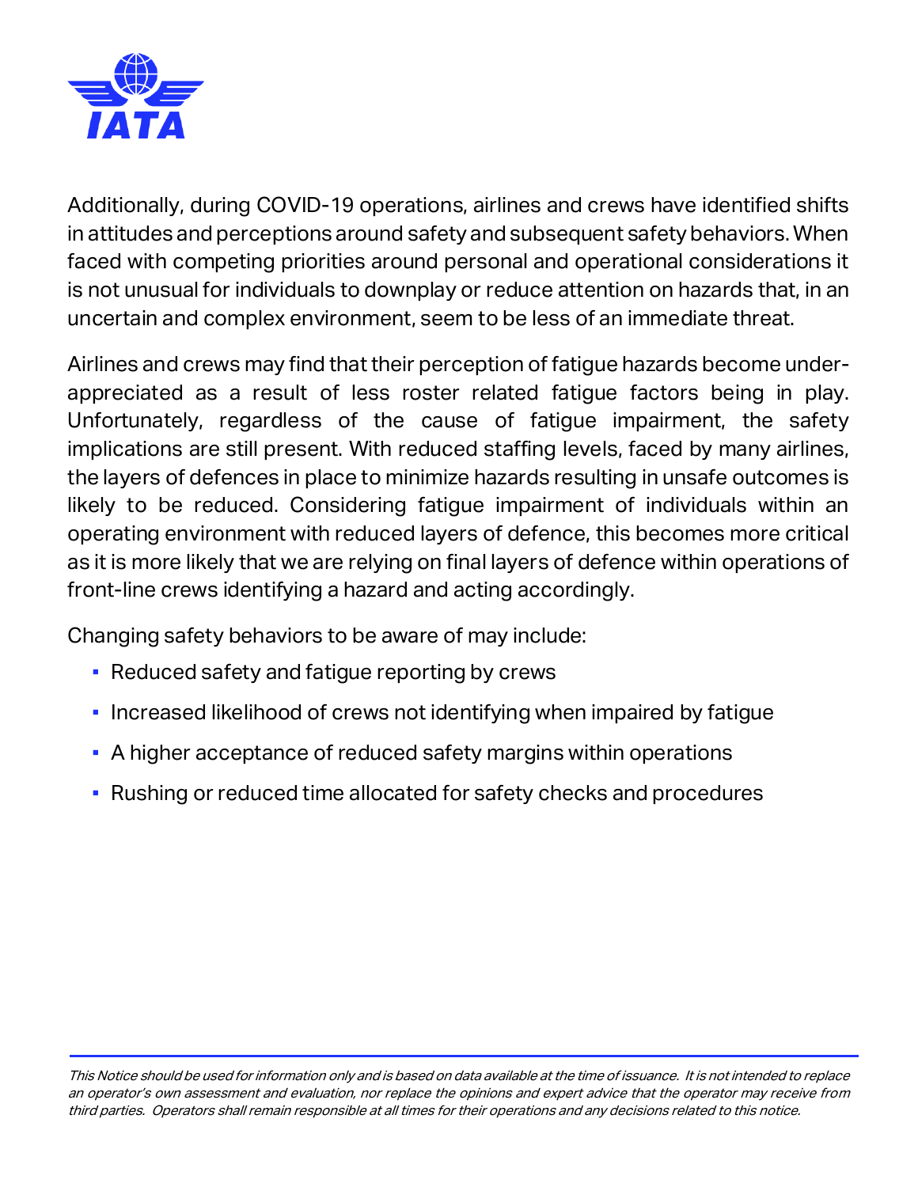Additionally, during COVID-19 operations, airlines and crews have identified shifts in attitudes and perceptions around safety and subsequent safety behaviors. When faced with competing priorities around personal and operational considerations it is not unusual for individuals to downplay or reduce attention on hazards that, in an uncertain and complex environment, seem to be less of an immediate threat.

Airlines and crews may find that their perception of fatigue hazards become under-appreciated as a result of less roster related fatigue factors being in play. Unfortunately, regardless of the cause of fatigue impairment, the safety implications are still present. With reduced staffing levels, faced by many airlines, the layers of defences in place to minimize hazards resulting in unsafe outcomes is likely to be reduced. Considering fatigue impairment of individuals within an operating environment with reduced layers of defence, this becomes more critical as it is more likely that we are relying on final layers of defence within operations of front-line crews identifying a hazard and acting accordingly.

Changing safety behaviors to be aware of may include:

- Reduced safety and fatigue reporting by crews
- Increased likelihood of crews not identifying when impaired by fatigue
- A higher acceptance of reduced safety margins within operations
- Rushing or reduced time allocated for safety checks and procedures

*This Notice should be used for information only and is based on data available at the time of issuance. It is not intended to replace an operator's own assessment and evaluation, nor replace the opinions and expert advice that the operator may receive from third parties. Operators shall remain responsible at all times for their operations and any decisions related to this notice.*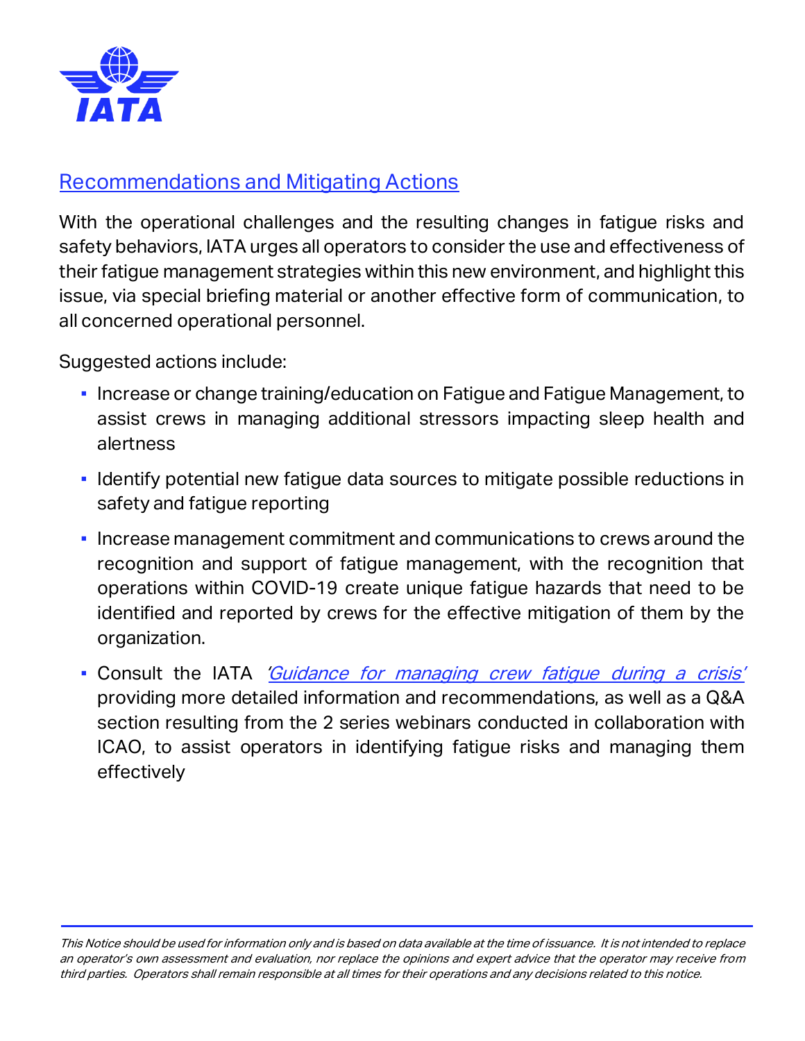## Recommendations and Mitigating Actions

With the operational challenges and the resulting changes in fatigue risks and safety behaviors, IATA urges all operators to consider the use and effectiveness of their fatigue management strategies within this new environment, and highlight this issue, via special briefing material or another effective form of communication, to all concerned operational personnel.

Suggested actions include:

- Increase or change training/education on Fatigue and Fatigue Management, to assist crews in managing additional stressors impacting sleep health and alertness
- Identify potential new fatigue data sources to mitigate possible reductions in safety and fatigue reporting
- Increase management commitment and communications to crews around the recognition and support of fatigue management, with the recognition that operations within COVID-19 create unique fatigue hazards that need to be identified and reported by crews for the effective mitigation of them by the organization.
- Consult the IATA *'Guidance for managing crew fatigue during a crisis'* providing more detailed information and recommendations, as well as a Q&A section resulting from the 2 series webinars conducted in collaboration with ICAO, to assist operators in identifying fatigue risks and managing them effectively

*This Notice should be used for information only and is based on data available at the time of issuance. It is not intended to replace an operator's own assessment and evaluation, nor replace the opinions and expert advice that the operator may receive from third parties. Operators shall remain responsible at all times for their operations and any decisions related to this notice.*